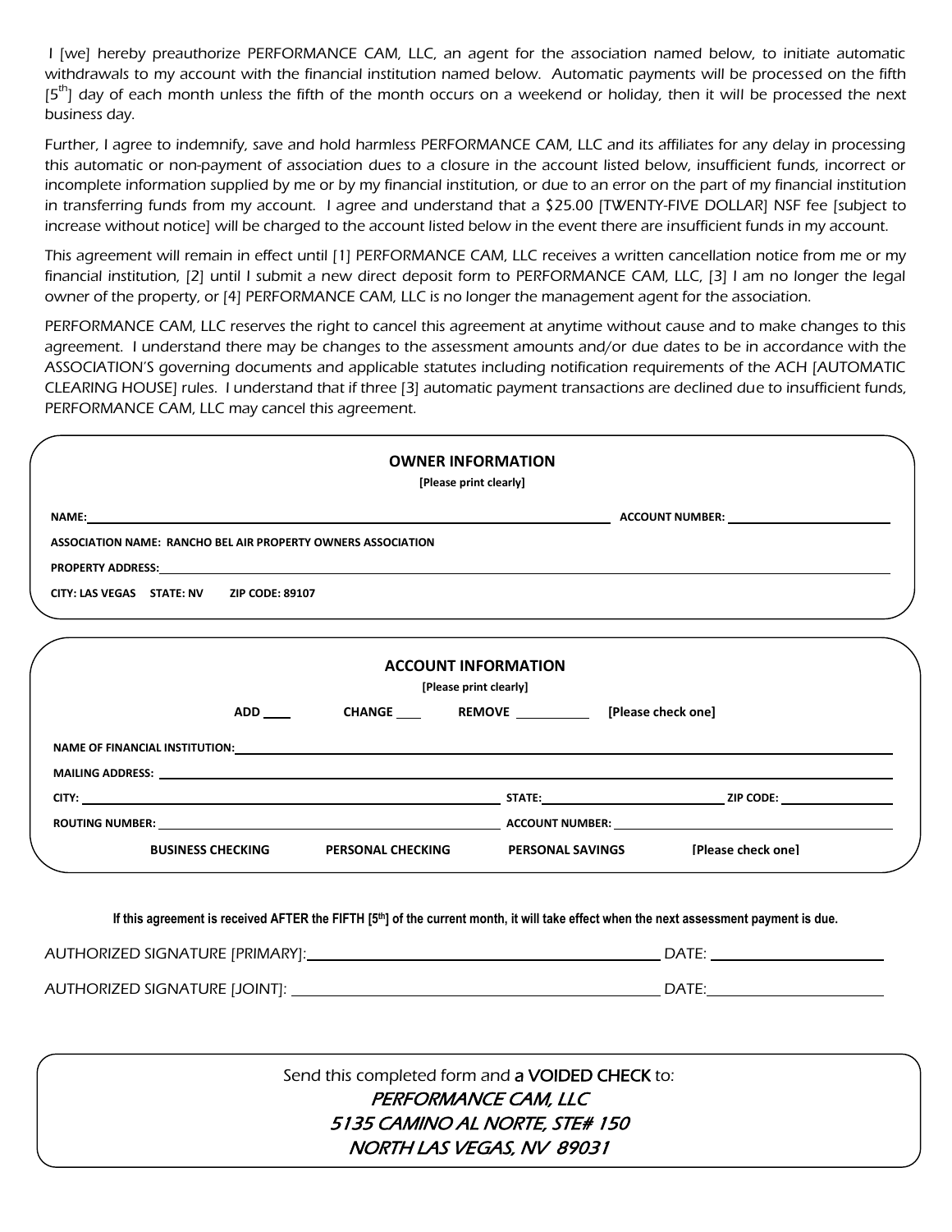I [we] hereby preauthorize PERFORMANCE CAM, LLC, an agent for the association named below, to initiate automatic withdrawals to my account with the financial institution named below. Automatic payments will be processed on the fifth [5th] day of each month unless the fifth of the month occurs on a weekend or holiday, then it will be processed the next business day.

Further, I agree to indemnify, save and hold harmless PERFORMANCE CAM, LLC and its affiliates for any delay in processing this automatic or non-payment of association dues to a closure in the account listed below, insufficient funds, incorrect or incomplete information supplied by me or by my financial institution, or due to an error on the part of my financial institution in transferring funds from my account. I agree and understand that a $25.00 [TWENTY-FIVE DOLLAR] NSF fee [subject to increase without notice] will be charged to the account listed below in the event there are insufficient funds in my account.

This agreement will remain in effect until [1] PERFORMANCE CAM, LLC receives a written cancellation notice from me or my financial institution, [2] until I submit a new direct deposit form to PERFORMANCE CAM, LLC, [3] I am no longer the legal owner of the property, or [4] PERFORMANCE CAM, LLC is no longer the management agent for the association.

PERFORMANCE CAM, LLC reserves the right to cancel this agreement at anytime without cause and to make changes to this agreement. I understand there may be changes to the assessment amounts and/or due dates to be in accordance with the ASSOCIATION'S governing documents and applicable statutes including notification requirements of the ACH [AUTOMATIC CLEARING HOUSE] rules. I understand that if three [3] automatic payment transactions are declined due to insufficient funds, PERFORMANCE CAM, LLC may cancel this agreement.

## OWNER INFORMATION

**[Please print clearly]**

**NAME:** ______________________________ **ACCOUNT NUMBER:** ______________

**ASSOCIATION NAME: RANCHO BEL AIR PROPERTY OWNERS ASSOCIATION**

**PROPERTY ADDRESS:** ______________________________

**CITY: LAS VEGAS STATE: NV ZIP CODE: 89107**

## ACCOUNT INFORMATION

**[Please print clearly]**

**ADD** ____ **CHANGE** ____ **REMOVE** ____ **[Please check one]**

**NAME OF FINANCIAL INSTITUTION:** ______________________________

**MAILING ADDRESS:** ______________________________

**CITY:** ______________ **STATE:** ______________ **ZIP CODE:** ______________

**ROUTING NUMBER:** ______________ **ACCOUNT NUMBER:** ______________

**BUSINESS CHECKING** **PERSONAL CHECKING** **PERSONAL SAVINGS** **[Please check one]**

**If this agreement is received AFTER the FIFTH [5th] of the current month, it will take effect when the next assessment payment is due.**

AUTHORIZED SIGNATURE [PRIMARY]: ______________________________ DATE: ______________

AUTHORIZED SIGNATURE [JOINT]: ______________________________ DATE: ______________

Send this completed form and a VOIDED CHECK to:

*PERFORMANCE CAM, LLC*
*5135 CAMINO AL NORTE, STE# 150*
*NORTH LAS VEGAS, NV 89031*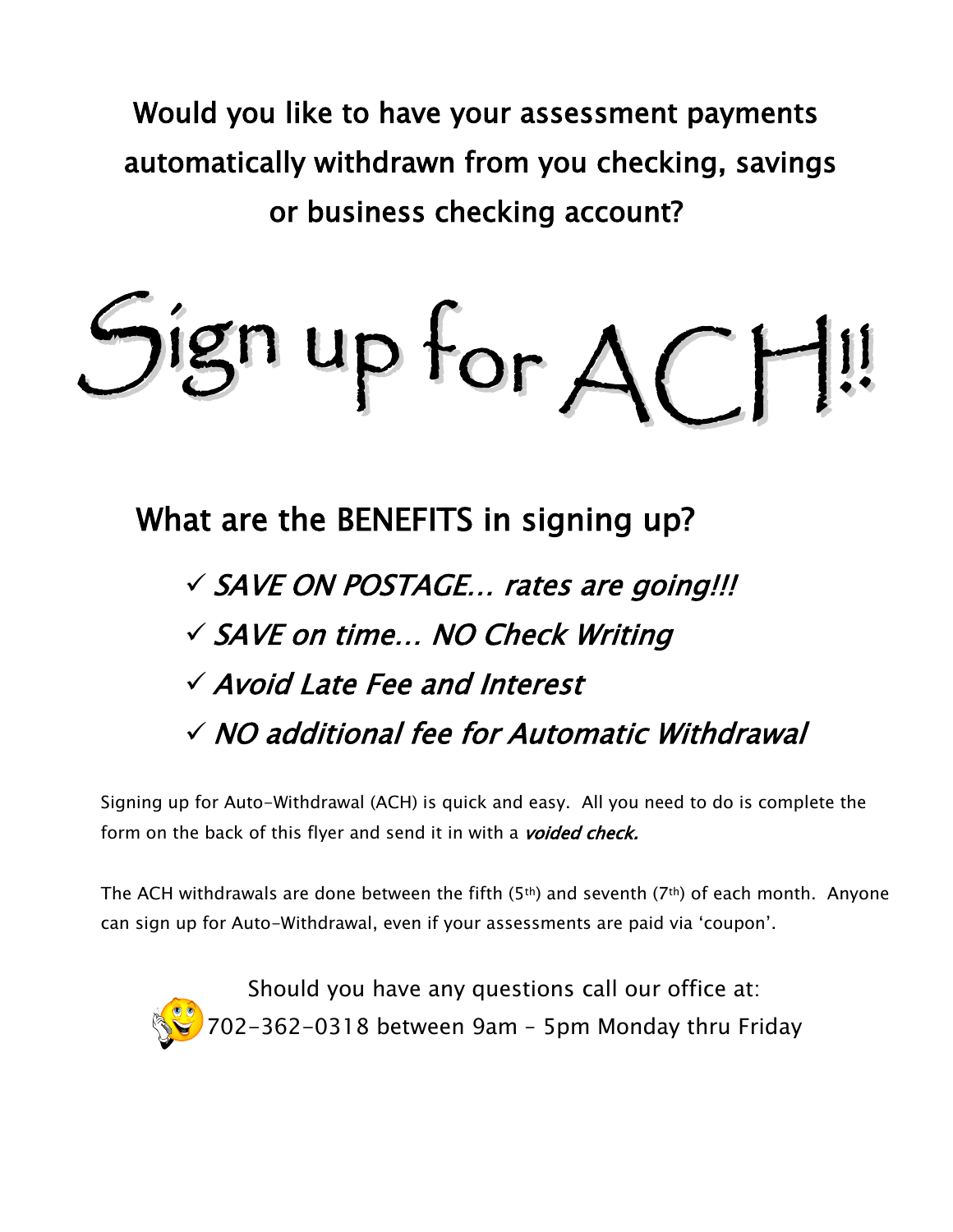**Would you like to have your assessment payments automatically withdrawn from you checking, savings or business checking account?**

# Sign up for ACH!!

## What are the BENEFITS in signing up?

- ✓ *SAVE ON POSTAGE… rates are going!!!*
- ✓ *SAVE on time… NO Check Writing*
- ✓ *Avoid Late Fee and Interest*
- ✓ *NO additional fee for Automatic Withdrawal*

Signing up for Auto-Withdrawal (ACH) is quick and easy. All you need to do is complete the form on the back of this flyer and send it in with a ***voided check.***

The ACH withdrawals are done between the fifth (5th) and seventh (7th) of each month. Anyone can sign up for Auto-Withdrawal, even if your assessments are paid via 'coupon'.

Should you have any questions call our office at:
702-362-0318 between 9am – 5pm Monday thru Friday